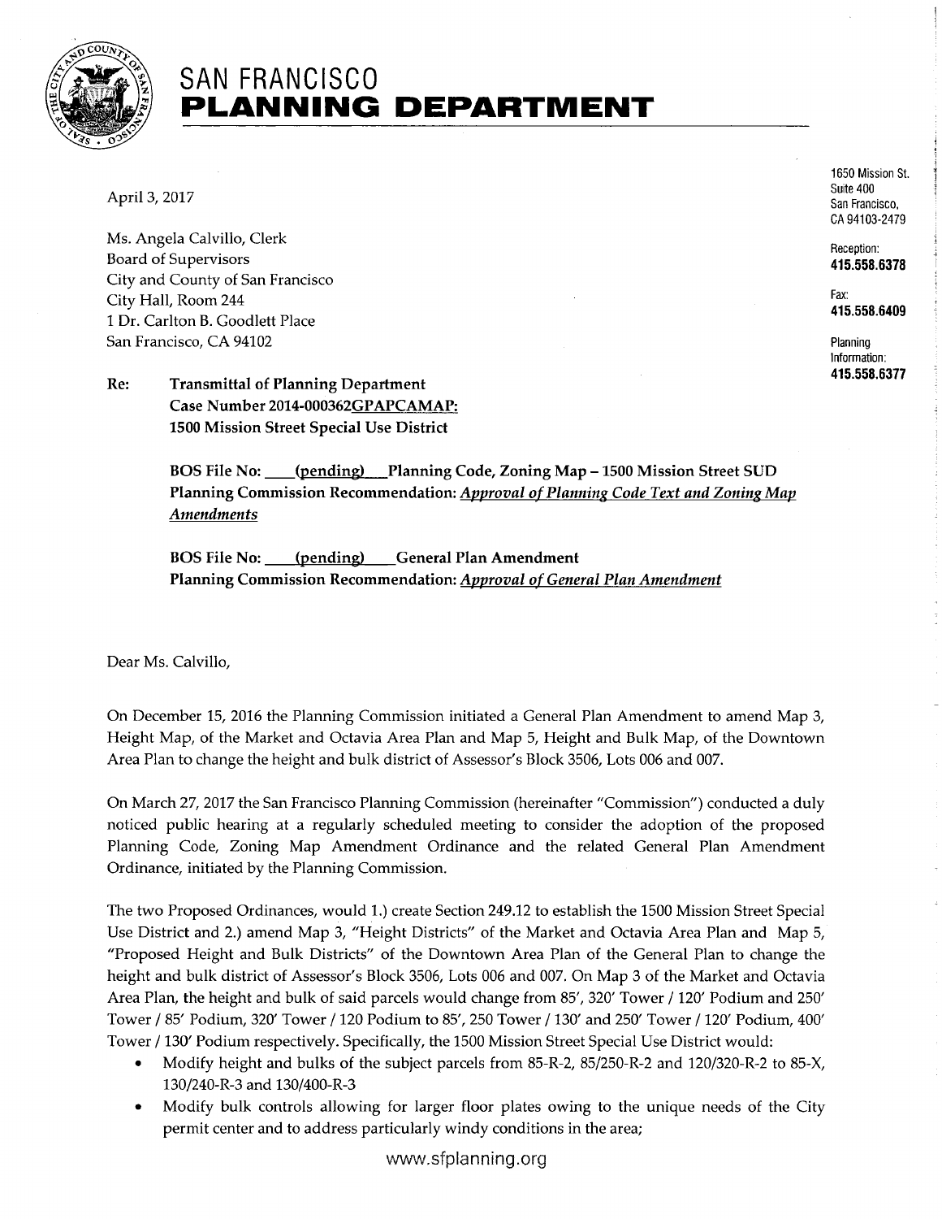# SAN FRANCISCO PLANNING DEPARTMENT

1650 Mission St.
Suite 400
San Francisco,
CA 94103-2479

Reception:
**415.558.6378**

Fax:
**415.558.6409**

Planning
Information:
**415.558.6377**

April 3, 2017

Ms. Angela Calvillo, Clerk
Board of Supervisors
City and County of San Francisco
City Hall, Room 244
1 Dr. Carlton B. Goodlett Place
San Francisco, CA 94102

**Re: Transmittal of Planning Department Case Number 2014-000362GPAPCAMAP: 1500 Mission Street Special Use District**

**BOS File No: (pending) Planning Code, Zoning Map – 1500 Mission Street SUD**
**Planning Commission Recommendation: *Approval of Planning Code Text and Zoning Map Amendments***

**BOS File No: (pending) General Plan Amendment**
**Planning Commission Recommendation: *Approval of General Plan Amendment***

Dear Ms. Calvillo,

On December 15, 2016 the Planning Commission initiated a General Plan Amendment to amend Map 3, Height Map, of the Market and Octavia Area Plan and Map 5, Height and Bulk Map, of the Downtown Area Plan to change the height and bulk district of Assessor's Block 3506, Lots 006 and 007.

On March 27, 2017 the San Francisco Planning Commission (hereinafter "Commission") conducted a duly noticed public hearing at a regularly scheduled meeting to consider the adoption of the proposed Planning Code, Zoning Map Amendment Ordinance and the related General Plan Amendment Ordinance, initiated by the Planning Commission.

The two Proposed Ordinances, would 1.) create Section 249.12 to establish the 1500 Mission Street Special Use District and 2.) amend Map 3, "Height Districts" of the Market and Octavia Area Plan and Map 5, "Proposed Height and Bulk Districts" of the Downtown Area Plan of the General Plan to change the height and bulk district of Assessor's Block 3506, Lots 006 and 007. On Map 3 of the Market and Octavia Area Plan, the height and bulk of said parcels would change from 85', 320' Tower / 120' Podium and 250' Tower / 85' Podium, 320' Tower / 120 Podium to 85', 250 Tower / 130' and 250' Tower / 120' Podium, 400' Tower / 130' Podium respectively. Specifically, the 1500 Mission Street Special Use District would:

- Modify height and bulks of the subject parcels from 85-R-2, 85/250-R-2 and 120/320-R-2 to 85-X, 130/240-R-3 and 130/400-R-3
- Modify bulk controls allowing for larger floor plates owing to the unique needs of the City permit center and to address particularly windy conditions in the area;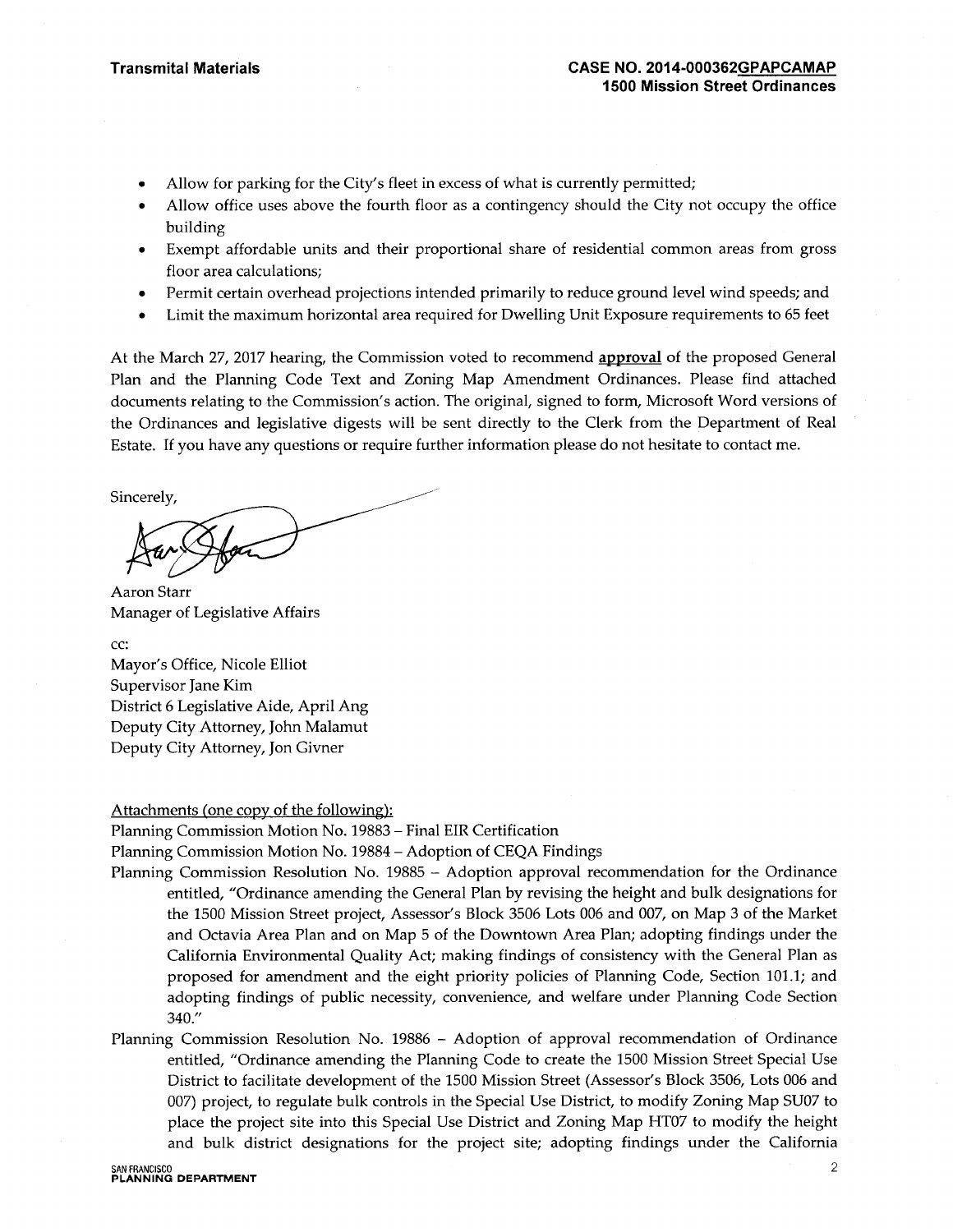- Allow for parking for the City's fleet in excess of what is currently permitted;
- Allow office uses above the fourth floor as a contingency should the City not occupy the office building
- Exempt affordable units and their proportional share of residential common areas from gross floor area calculations;
- Permit certain overhead projections intended primarily to reduce ground level wind speeds; and
- Limit the maximum horizontal area required for Dwelling Unit Exposure requirements to 65 feet

At the March 27, 2017 hearing, the Commission voted to recommend **approval** of the proposed General Plan and the Planning Code Text and Zoning Map Amendment Ordinances. Please find attached documents relating to the Commission's action. The original, signed to form, Microsoft Word versions of the Ordinances and legislative digests will be sent directly to the Clerk from the Department of Real Estate. If you have any questions or require further information please do not hesitate to contact me.

Sincerely,

Aaron Starr
Manager of Legislative Affairs

cc:
Mayor's Office, Nicole Elliot
Supervisor Jane Kim
District 6 Legislative Aide, April Ang
Deputy City Attorney, John Malamut
Deputy City Attorney, Jon Givner

Attachments (one copy of the following):

Planning Commission Motion No. 19883 – Final EIR Certification

Planning Commission Motion No. 19884 – Adoption of CEQA Findings

Planning Commission Resolution No. 19885 – Adoption approval recommendation for the Ordinance entitled, "Ordinance amending the General Plan by revising the height and bulk designations for the 1500 Mission Street project, Assessor's Block 3506 Lots 006 and 007, on Map 3 of the Market and Octavia Area Plan and on Map 5 of the Downtown Area Plan; adopting findings under the California Environmental Quality Act; making findings of consistency with the General Plan as proposed for amendment and the eight priority policies of Planning Code, Section 101.1; and adopting findings of public necessity, convenience, and welfare under Planning Code Section 340."

Planning Commission Resolution No. 19886 – Adoption of approval recommendation of Ordinance entitled, "Ordinance amending the Planning Code to create the 1500 Mission Street Special Use District to facilitate development of the 1500 Mission Street (Assessor's Block 3506, Lots 006 and 007) project, to regulate bulk controls in the Special Use District, to modify Zoning Map SU07 to place the project site into this Special Use District and Zoning Map HT07 to modify the height and bulk district designations for the project site; adopting findings under the California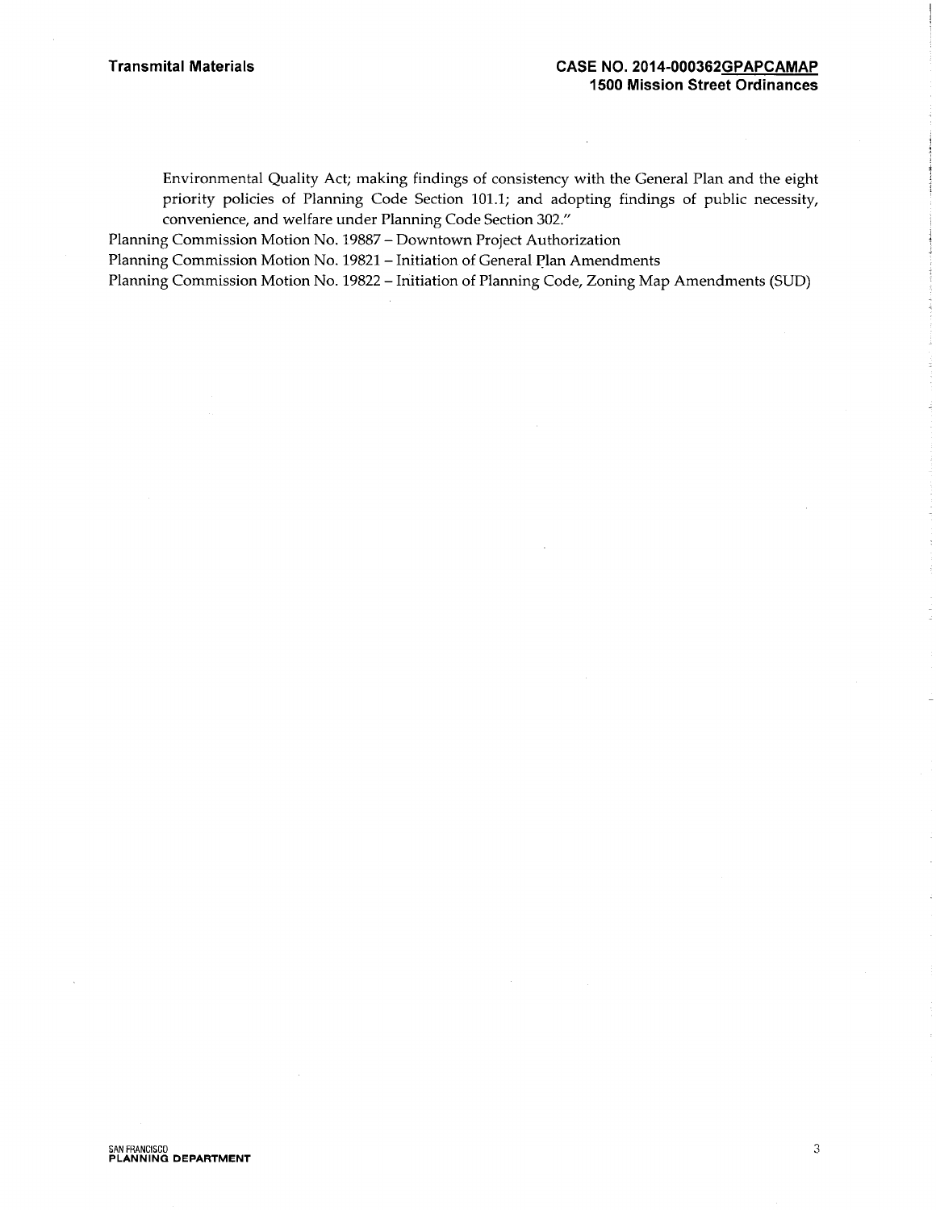Environmental Quality Act; making findings of consistency with the General Plan and the eight priority policies of Planning Code Section 101.1; and adopting findings of public necessity, convenience, and welfare under Planning Code Section 302."

Planning Commission Motion No. 19887 – Downtown Project Authorization

Planning Commission Motion No. 19821 – Initiation of General Plan Amendments

Planning Commission Motion No. 19822 – Initiation of Planning Code, Zoning Map Amendments (SUD)